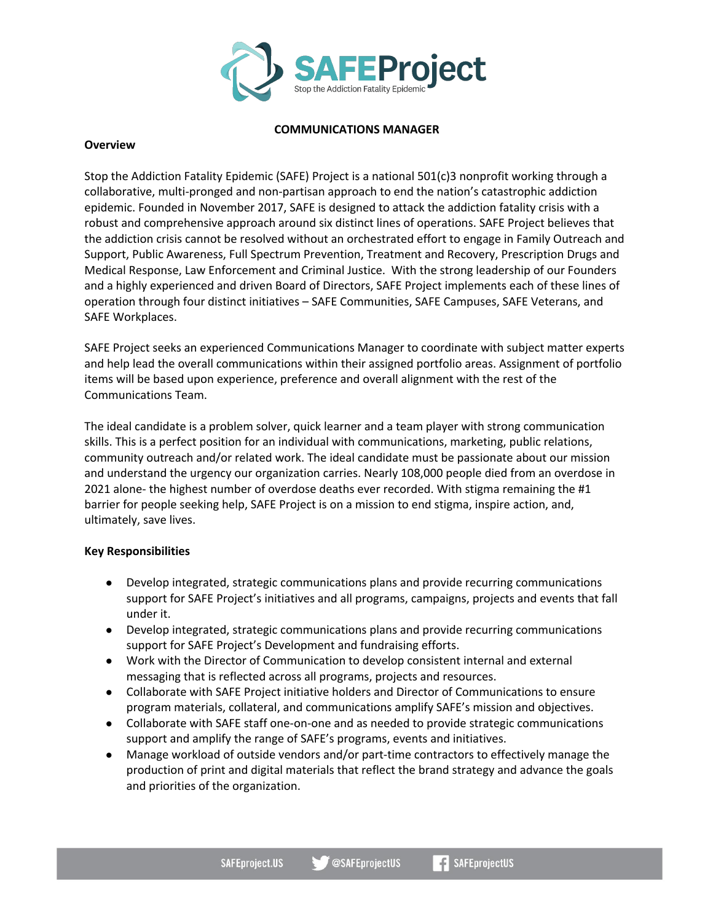# COMMUNICATIONS MANAGER

## Overview

Stop the Addiction Fatality Epidemic (SAFE) Project is a national 501(c)3 nonprofit working through a collaborative, multi-pronged and non-partisan approach to end the nation's catastrophic addiction epidemic. Founded in November 2017, SAFE is designed to attack the addiction fatality crisis with a robust and comprehensive approach around six distinct lines of operations. SAFE Project believes that the addiction crisis cannot be resolved without an orchestrated effort to engage in Family Outreach and Support, Public Awareness, Full Spectrum Prevention, Treatment and Recovery, Prescription Drugs and Medical Response, Law Enforcement and Criminal Justice. With the strong leadership of our Founders and a highly experienced and driven Board of Directors, SAFE Project implements each of these lines of operation through four distinct initiatives – SAFE Communities, SAFE Campuses, SAFE Veterans, and SAFE Workplaces.

SAFE Project seeks an experienced Communications Manager to coordinate with subject matter experts and help lead the overall communications within their assigned portfolio areas. Assignment of portfolio items will be based upon experience, preference and overall alignment with the rest of the Communications Team.

The ideal candidate is a problem solver, quick learner and a team player with strong communication skills. This is a perfect position for an individual with communications, marketing, public relations, community outreach and/or related work. The ideal candidate must be passionate about our mission and understand the urgency our organization carries. Nearly 108,000 people died from an overdose in 2021 alone- the highest number of overdose deaths ever recorded. With stigma remaining the #1 barrier for people seeking help, SAFE Project is on a mission to end stigma, inspire action, and, ultimately, save lives.

## Key Responsibilities

- Develop integrated, strategic communications plans and provide recurring communications support for SAFE Project's initiatives and all programs, campaigns, projects and events that fall under it.
- Develop integrated, strategic communications plans and provide recurring communications support for SAFE Project's Development and fundraising efforts.
- Work with the Director of Communication to develop consistent internal and external messaging that is reflected across all programs, projects and resources.
- Collaborate with SAFE Project initiative holders and Director of Communications to ensure program materials, collateral, and communications amplify SAFE's mission and objectives.
- Collaborate with SAFE staff one-on-one and as needed to provide strategic communications support and amplify the range of SAFE's programs, events and initiatives.
- Manage workload of outside vendors and/or part-time contractors to effectively manage the production of print and digital materials that reflect the brand strategy and advance the goals and priorities of the organization.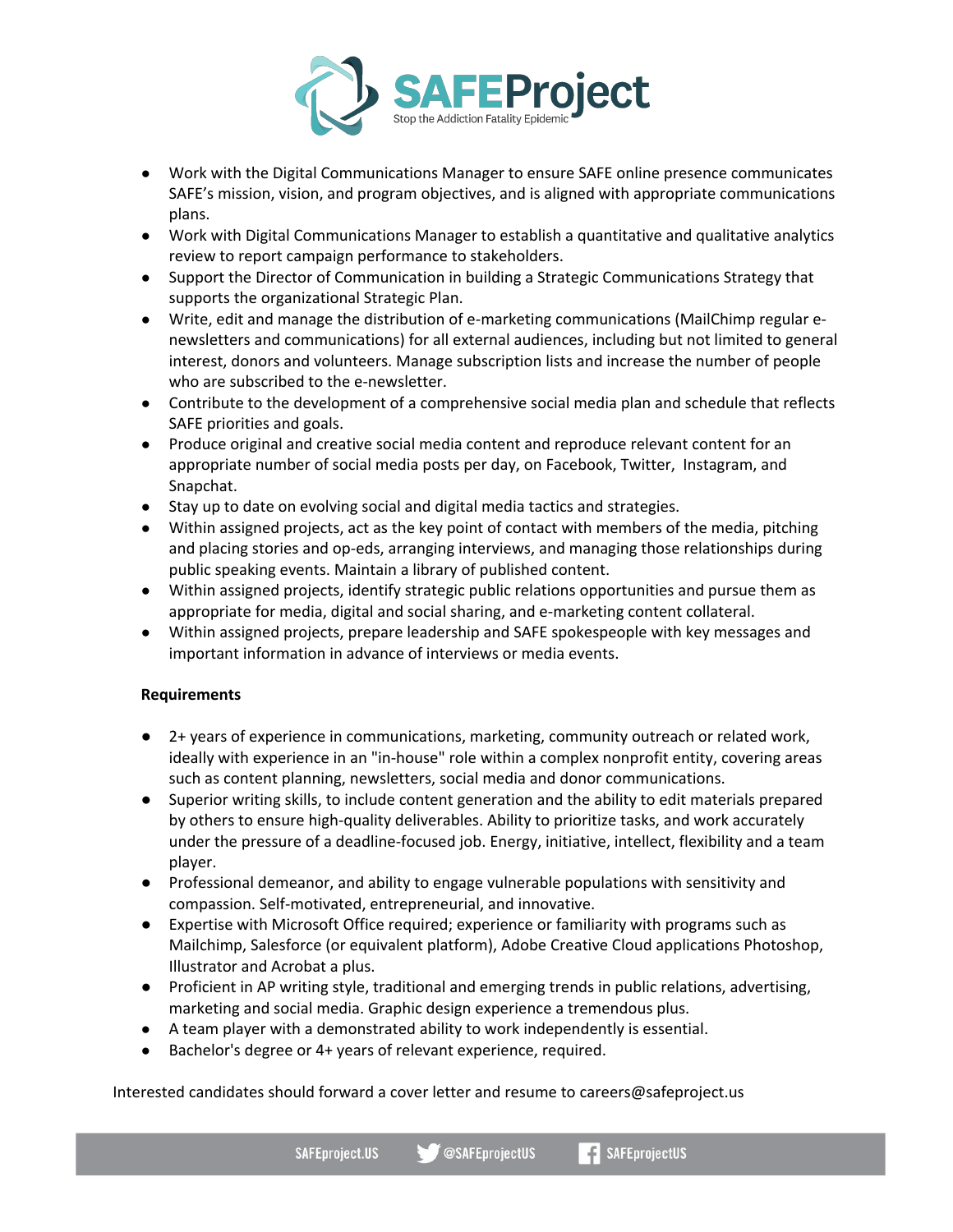- Work with the Digital Communications Manager to ensure SAFE online presence communicates SAFE's mission, vision, and program objectives, and is aligned with appropriate communications plans.
- Work with Digital Communications Manager to establish a quantitative and qualitative analytics review to report campaign performance to stakeholders.
- Support the Director of Communication in building a Strategic Communications Strategy that supports the organizational Strategic Plan.
- Write, edit and manage the distribution of e-marketing communications (MailChimp regular e-newsletters and communications) for all external audiences, including but not limited to general interest, donors and volunteers. Manage subscription lists and increase the number of people who are subscribed to the e-newsletter.
- Contribute to the development of a comprehensive social media plan and schedule that reflects SAFE priorities and goals.
- Produce original and creative social media content and reproduce relevant content for an appropriate number of social media posts per day, on Facebook, Twitter, Instagram, and Snapchat.
- Stay up to date on evolving social and digital media tactics and strategies.
- Within assigned projects, act as the key point of contact with members of the media, pitching and placing stories and op-eds, arranging interviews, and managing those relationships during public speaking events. Maintain a library of published content.
- Within assigned projects, identify strategic public relations opportunities and pursue them as appropriate for media, digital and social sharing, and e-marketing content collateral.
- Within assigned projects, prepare leadership and SAFE spokespeople with key messages and important information in advance of interviews or media events.

**Requirements**

- 2+ years of experience in communications, marketing, community outreach or related work, ideally with experience in an "in-house" role within a complex nonprofit entity, covering areas such as content planning, newsletters, social media and donor communications.
- Superior writing skills, to include content generation and the ability to edit materials prepared by others to ensure high-quality deliverables. Ability to prioritize tasks, and work accurately under the pressure of a deadline-focused job. Energy, initiative, intellect, flexibility and a team player.
- Professional demeanor, and ability to engage vulnerable populations with sensitivity and compassion. Self-motivated, entrepreneurial, and innovative.
- Expertise with Microsoft Office required; experience or familiarity with programs such as Mailchimp, Salesforce (or equivalent platform), Adobe Creative Cloud applications Photoshop, Illustrator and Acrobat a plus.
- Proficient in AP writing style, traditional and emerging trends in public relations, advertising, marketing and social media. Graphic design experience a tremendous plus.
- A team player with a demonstrated ability to work independently is essential.
- Bachelor's degree or 4+ years of relevant experience, required.

Interested candidates should forward a cover letter and resume to careers@safeproject.us